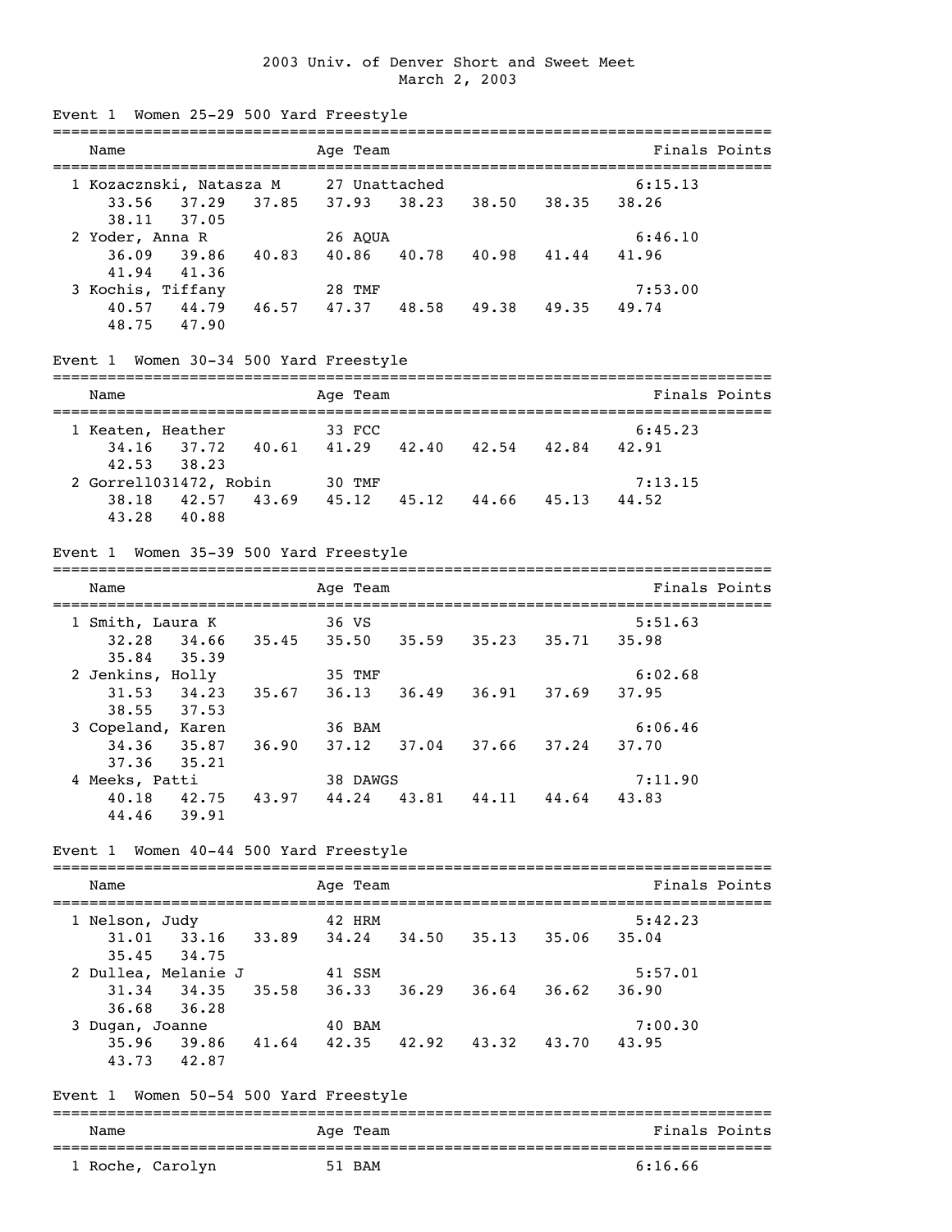# 2003 Univ. of Denver Short and Sweet Meet

March 2, 2003

## Event 1 Women 25-29 500 Yard Freestyle

| Name | Age | Team | Finals | Points |
|---|---|---|---|---|
| 1 Kozacznski, Natasza M | 27 | Unattached | 6:15.13 | |
| 33.56 37.29 37.85 37.93 38.23 38.50 38.35 38.26 38.11 37.05 | | | | |
| 2 Yoder, Anna R | 26 | AQUA | 6:46.10 | |
| 36.09 39.86 40.83 40.86 40.78 40.98 41.44 41.96 41.94 41.36 | | | | |
| 3 Kochis, Tiffany | 28 | TMF | 7:53.00 | |
| 40.57 44.79 46.57 47.37 48.58 49.38 49.35 49.74 48.75 47.90 | | | | |

## Event 1 Women 30-34 500 Yard Freestyle

| Name | Age | Team | Finals | Points |
|---|---|---|---|---|
| 1 Keaten, Heather | 33 | FCC | 6:45.23 | |
| 34.16 37.72 40.61 41.29 42.40 42.54 42.84 42.91 42.53 38.23 | | | | |
| 2 Gorrell031472, Robin | 30 | TMF | 7:13.15 | |
| 38.18 42.57 43.69 45.12 45.12 44.66 45.13 44.52 43.28 40.88 | | | | |

## Event 1 Women 35-39 500 Yard Freestyle

| Name | Age | Team | Finals | Points |
|---|---|---|---|---|
| 1 Smith, Laura K | 36 | VS | 5:51.63 | |
| 32.28 34.66 35.45 35.50 35.59 35.23 35.71 35.98 35.84 35.39 | | | | |
| 2 Jenkins, Holly | 35 | TMF | 6:02.68 | |
| 31.53 34.23 35.67 36.13 36.49 36.91 37.69 37.95 38.55 37.53 | | | | |
| 3 Copeland, Karen | 36 | BAM | 6:06.46 | |
| 34.36 35.87 36.90 37.12 37.04 37.66 37.24 37.70 37.36 35.21 | | | | |
| 4 Meeks, Patti | 38 | DAWGS | 7:11.90 | |
| 40.18 42.75 43.97 44.24 43.81 44.11 44.64 43.83 44.46 39.91 | | | | |

## Event 1 Women 40-44 500 Yard Freestyle

| Name | Age | Team | Finals | Points |
|---|---|---|---|---|
| 1 Nelson, Judy | 42 | HRM | 5:42.23 | |
| 31.01 33.16 33.89 34.24 34.50 35.13 35.06 35.04 35.45 34.75 | | | | |
| 2 Dullea, Melanie J | 41 | SSM | 5:57.01 | |
| 31.34 34.35 35.58 36.33 36.29 36.64 36.62 36.90 36.68 36.28 | | | | |
| 3 Dugan, Joanne | 40 | BAM | 7:00.30 | |
| 35.96 39.86 41.64 42.35 42.92 43.32 43.70 43.95 43.73 42.87 | | | | |

## Event 1 Women 50-54 500 Yard Freestyle

| Name | Age | Team | Finals | Points |
|---|---|---|---|---|
| 1 Roche, Carolyn | 51 | BAM | 6:16.66 | |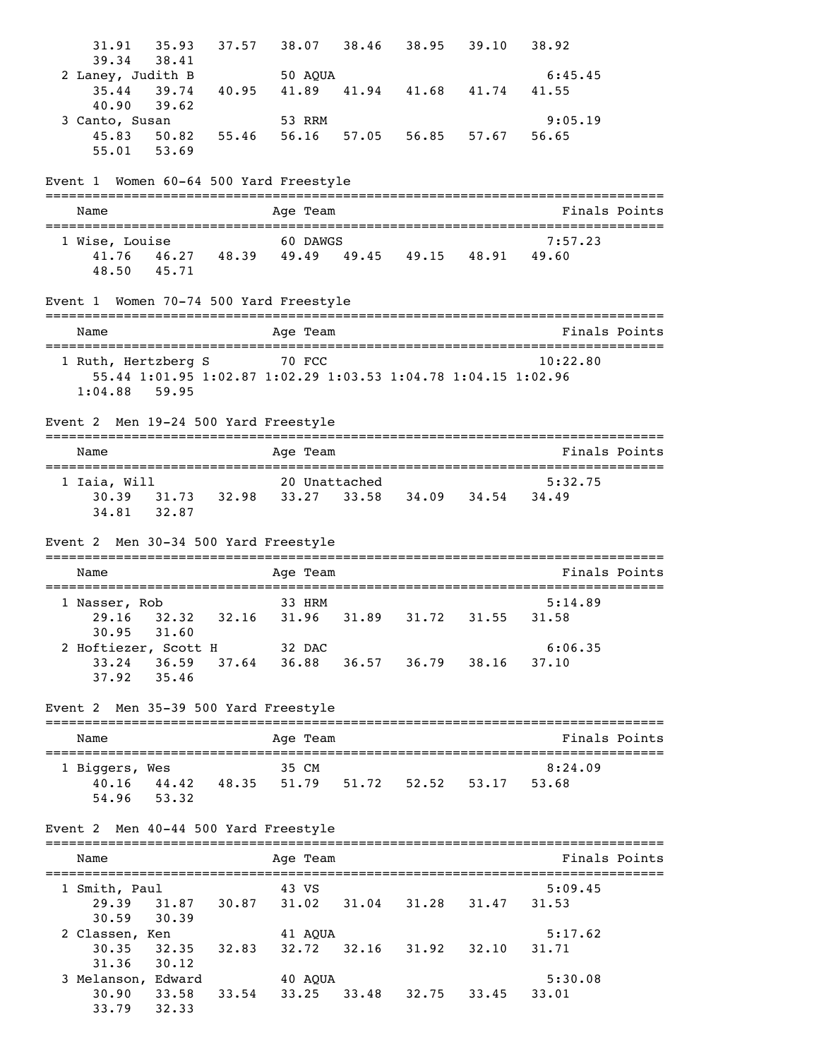```
     31.91   35.93   37.57   38.07   38.46   38.95   39.10   38.92
     39.34   38.41
  2 Laney, Judith B           50 AQUA                          6:45.45
     35.44   39.74   40.95   41.89   41.94   41.68   41.74   41.55
     40.90   39.62
  3 Canto, Susan              53 RRM                           9:05.19
     45.83   50.82   55.46   56.16   57.05   56.85   57.67   56.65
     55.01   53.69
```

## Event 1 Women 60-64 500 Yard Freestyle

```
===============================================================================
    Name                    Age Team                            Finals Points
===============================================================================
  1 Wise, Louise              60 DAWGS                         7:57.23
     41.76   46.27   48.39   49.49   49.45   49.15   48.91   49.60
     48.50   45.71
```

## Event 1 Women 70-74 500 Yard Freestyle

```
===============================================================================
    Name                    Age Team                            Finals Points
===============================================================================
  1 Ruth, Hertzberg S         70 FCC                          10:22.80
     55.44 1:01.95 1:02.87 1:02.29 1:03.53 1:04.78 1:04.15 1:02.96
   1:04.88   59.95
```

## Event 2 Men 19-24 500 Yard Freestyle

```
===============================================================================
    Name                    Age Team                            Finals Points
===============================================================================
  1 Iaia, Will                20 Unattached                    5:32.75
     30.39   31.73   32.98   33.27   33.58   34.09   34.54   34.49
     34.81   32.87
```

## Event 2 Men 30-34 500 Yard Freestyle

```
===============================================================================
    Name                    Age Team                            Finals Points
===============================================================================
  1 Nasser, Rob               33 HRM                           5:14.89
     29.16   32.32   32.16   31.96   31.89   31.72   31.55   31.58
     30.95   31.60
  2 Hoftiezer, Scott H        32 DAC                           6:06.35
     33.24   36.59   37.64   36.88   36.57   36.79   38.16   37.10
     37.92   35.46
```

## Event 2 Men 35-39 500 Yard Freestyle

```
===============================================================================
    Name                    Age Team                            Finals Points
===============================================================================
  1 Biggers, Wes              35 CM                            8:24.09
     40.16   44.42   48.35   51.79   51.72   52.52   53.17   53.68
     54.96   53.32
```

## Event 2 Men 40-44 500 Yard Freestyle

```
===============================================================================
    Name                    Age Team                            Finals Points
===============================================================================
  1 Smith, Paul               43 VS                            5:09.45
     29.39   31.87   30.87   31.02   31.04   31.28   31.47   31.53
     30.59   30.39
  2 Classen, Ken              41 AQUA                          5:17.62
     30.35   32.35   32.83   32.72   32.16   31.92   32.10   31.71
     31.36   30.12
  3 Melanson, Edward          40 AQUA                          5:30.08
     30.90   33.58   33.54   33.25   33.48   32.75   33.45   33.01
     33.79   32.33
```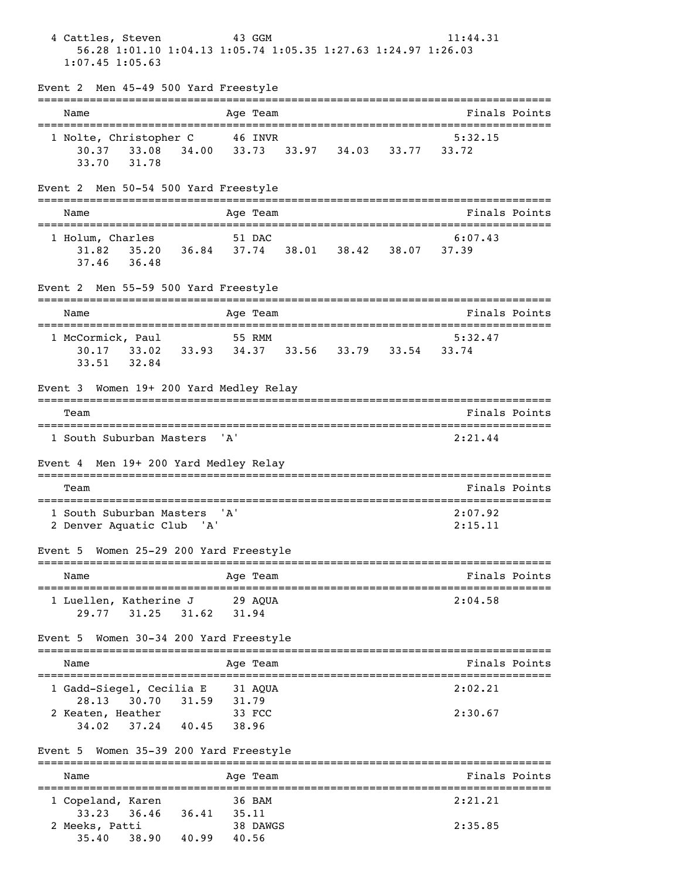4 Cattles, Steven 43 GGM 11:44.31
56.28 1:01.10 1:04.13 1:05.74 1:05.35 1:27.63 1:24.97 1:26.03
1:07.45 1:05.63

## Event 2 Men 45-49 500 Yard Freestyle

| Name | Age | Team | Finals | Points |
|---|---|---|---|---|
| 1 Nolte, Christopher C | 46 | INVR | 5:32.15 | |
| 30.37 33.08 34.00 33.73 33.97 34.03 33.77 33.72 33.70 31.78 | | | | |

## Event 2 Men 50-54 500 Yard Freestyle

| Name | Age | Team | Finals | Points |
|---|---|---|---|---|
| 1 Holum, Charles | 51 | DAC | 6:07.43 | |
| 31.82 35.20 36.84 37.74 38.01 38.42 38.07 37.39 37.46 36.48 | | | | |

## Event 2 Men 55-59 500 Yard Freestyle

| Name | Age | Team | Finals | Points |
|---|---|---|---|---|
| 1 McCormick, Paul | 55 | RMM | 5:32.47 | |
| 30.17 33.02 33.93 34.37 33.56 33.79 33.54 33.74 33.51 32.84 | | | | |

## Event 3 Women 19+ 200 Yard Medley Relay

| Team | Finals | Points |
|---|---|---|
| 1 South Suburban Masters 'A' | 2:21.44 | |

## Event 4 Men 19+ 200 Yard Medley Relay

| Team | Finals | Points |
|---|---|---|
| 1 South Suburban Masters 'A' | 2:07.92 | |
| 2 Denver Aquatic Club 'A' | 2:15.11 | |

## Event 5 Women 25-29 200 Yard Freestyle

| Name | Age | Team | Finals | Points |
|---|---|---|---|---|
| 1 Luellen, Katherine J | 29 | AQUA | 2:04.58 | |
| 29.77 31.25 31.62 31.94 | | | | |

## Event 5 Women 30-34 200 Yard Freestyle

| Name | Age | Team | Finals | Points |
|---|---|---|---|---|
| 1 Gadd-Siegel, Cecilia E | 31 | AQUA | 2:02.21 | |
| 28.13 30.70 31.59 31.79 | | | | |
| 2 Keaten, Heather | 33 | FCC | 2:30.67 | |
| 34.02 37.24 40.45 38.96 | | | | |

## Event 5 Women 35-39 200 Yard Freestyle

| Name | Age | Team | Finals | Points |
|---|---|---|---|---|
| 1 Copeland, Karen | 36 | BAM | 2:21.21 | |
| 33.23 36.46 36.41 35.11 | | | | |
| 2 Meeks, Patti | 38 | DAWGS | 2:35.85 | |
| 35.40 38.90 40.99 40.56 | | | | |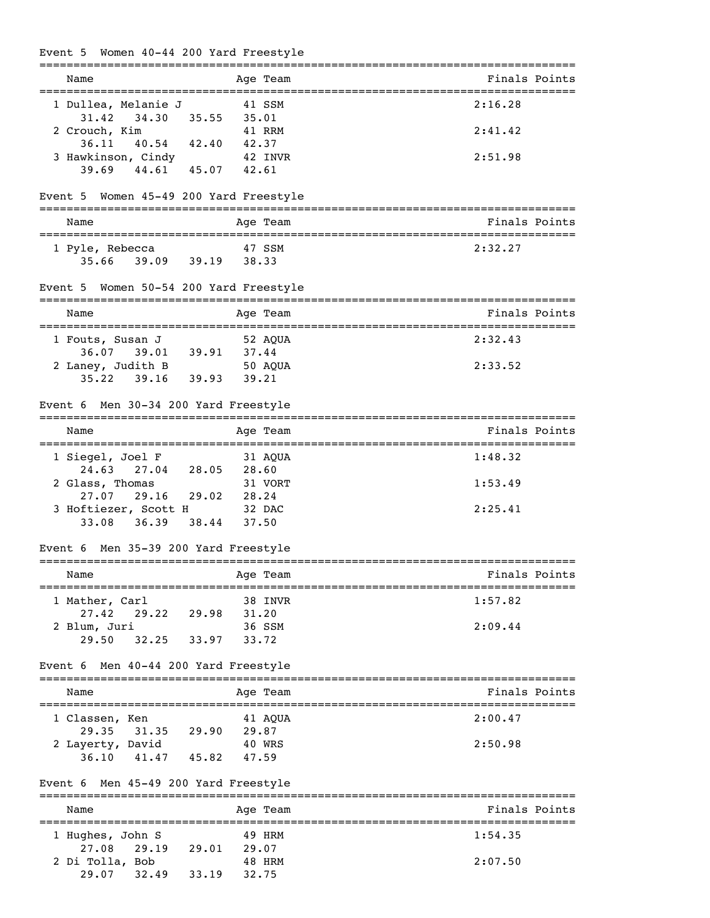Event 5  Women 40-44 200 Yard Freestyle

| Name | Age | Team | Finals | Points |
|---|---|---|---|---|
| 1 Dullea, Melanie J | 41 | SSM | 2:16.28 | |
| 31.42   34.30   35.55   35.01 | | | | |
| 2 Crouch, Kim | 41 | RRM | 2:41.42 | |
| 36.11   40.54   42.40   42.37 | | | | |
| 3 Hawkinson, Cindy | 42 | INVR | 2:51.98 | |
| 39.69   44.61   45.07   42.61 | | | | |

Event 5  Women 45-49 200 Yard Freestyle

| Name | Age | Team | Finals | Points |
|---|---|---|---|---|
| 1 Pyle, Rebecca | 47 | SSM | 2:32.27 | |
| 35.66   39.09   39.19   38.33 | | | | |

Event 5  Women 50-54 200 Yard Freestyle

| Name | Age | Team | Finals | Points |
|---|---|---|---|---|
| 1 Fouts, Susan J | 52 | AQUA | 2:32.43 | |
| 36.07   39.01   39.91   37.44 | | | | |
| 2 Laney, Judith B | 50 | AQUA | 2:33.52 | |
| 35.22   39.16   39.93   39.21 | | | | |

Event 6  Men 30-34 200 Yard Freestyle

| Name | Age | Team | Finals | Points |
|---|---|---|---|---|
| 1 Siegel, Joel F | 31 | AQUA | 1:48.32 | |
| 24.63   27.04   28.05   28.60 | | | | |
| 2 Glass, Thomas | 31 | VORT | 1:53.49 | |
| 27.07   29.16   29.02   28.24 | | | | |
| 3 Hoftiezer, Scott H | 32 | DAC | 2:25.41 | |
| 33.08   36.39   38.44   37.50 | | | | |

Event 6  Men 35-39 200 Yard Freestyle

| Name | Age | Team | Finals | Points |
|---|---|---|---|---|
| 1 Mather, Carl | 38 | INVR | 1:57.82 | |
| 27.42   29.22   29.98   31.20 | | | | |
| 2 Blum, Juri | 36 | SSM | 2:09.44 | |
| 29.50   32.25   33.97   33.72 | | | | |

Event 6  Men 40-44 200 Yard Freestyle

| Name | Age | Team | Finals | Points |
|---|---|---|---|---|
| 1 Classen, Ken | 41 | AQUA | 2:00.47 | |
| 29.35   31.35   29.90   29.87 | | | | |
| 2 Layerty, David | 40 | WRS | 2:50.98 | |
| 36.10   41.47   45.82   47.59 | | | | |

Event 6  Men 45-49 200 Yard Freestyle

| Name | Age | Team | Finals | Points |
|---|---|---|---|---|
| 1 Hughes, John S | 49 | HRM | 1:54.35 | |
| 27.08   29.19   29.01   29.07 | | | | |
| 2 Di Tolla, Bob | 48 | HRM | 2:07.50 | |
| 29.07   32.49   33.19   32.75 | | | | |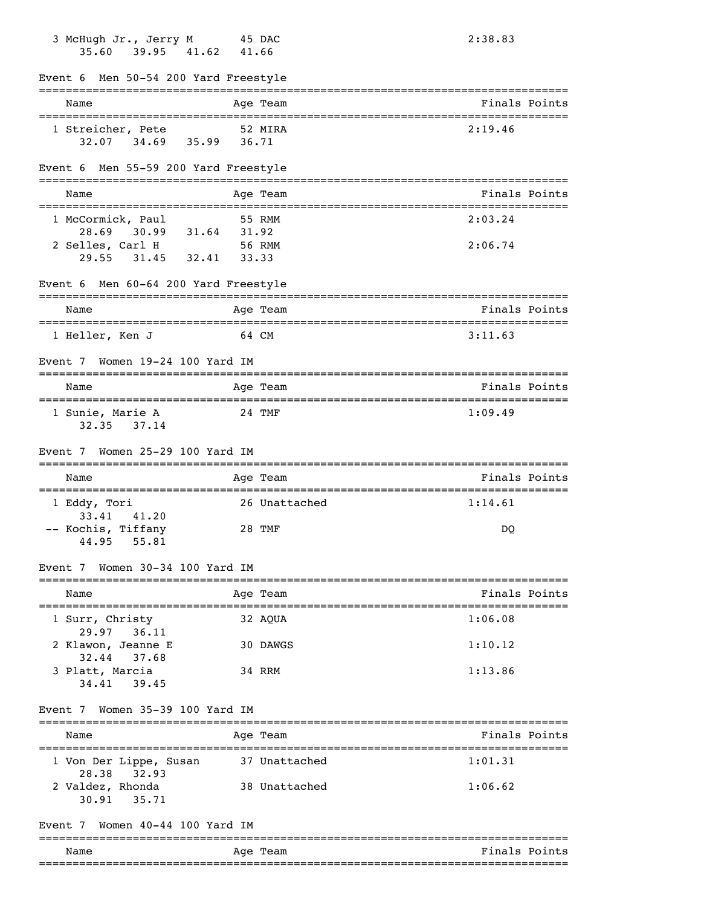| Name | Age | Team | Finals | Points |
|---|---|---|---|---|
| 3 McHugh Jr., Jerry M | 45 | DAC | 2:38.83 | |
| 35.60 39.95 41.62 41.66 | | | | |

## Event 6 Men 50-54 200 Yard Freestyle

| Name | Age | Team | Finals | Points |
|---|---|---|---|---|
| 1 Streicher, Pete | 52 | MIRA | 2:19.46 | |
| 32.07 34.69 35.99 36.71 | | | | |

## Event 6 Men 55-59 200 Yard Freestyle

| Name | Age | Team | Finals | Points |
|---|---|---|---|---|
| 1 McCormick, Paul | 55 | RMM | 2:03.24 | |
| 28.69 30.99 31.64 31.92 | | | | |
| 2 Selles, Carl H | 56 | RMM | 2:06.74 | |
| 29.55 31.45 32.41 33.33 | | | | |

## Event 6 Men 60-64 200 Yard Freestyle

| Name | Age | Team | Finals | Points |
|---|---|---|---|---|
| 1 Heller, Ken J | 64 | CM | 3:11.63 | |

## Event 7 Women 19-24 100 Yard IM

| Name | Age | Team | Finals | Points |
|---|---|---|---|---|
| 1 Sunie, Marie A | 24 | TMF | 1:09.49 | |
| 32.35 37.14 | | | | |

## Event 7 Women 25-29 100 Yard IM

| Name | Age | Team | Finals | Points |
|---|---|---|---|---|
| 1 Eddy, Tori | 26 | Unattached | 1:14.61 | |
| 33.41 41.20 | | | | |
| -- Kochis, Tiffany | 28 | TMF | DQ | |
| 44.95 55.81 | | | | |

## Event 7 Women 30-34 100 Yard IM

| Name | Age | Team | Finals | Points |
|---|---|---|---|---|
| 1 Surr, Christy | 32 | AQUA | 1:06.08 | |
| 29.97 36.11 | | | | |
| 2 Klawon, Jeanne E | 30 | DAWGS | 1:10.12 | |
| 32.44 37.68 | | | | |
| 3 Platt, Marcia | 34 | RRM | 1:13.86 | |
| 34.41 39.45 | | | | |

## Event 7 Women 35-39 100 Yard IM

| Name | Age | Team | Finals | Points |
|---|---|---|---|---|
| 1 Von Der Lippe, Susan | 37 | Unattached | 1:01.31 | |
| 28.38 32.93 | | | | |
| 2 Valdez, Rhonda | 38 | Unattached | 1:06.62 | |
| 30.91 35.71 | | | | |

## Event 7 Women 40-44 100 Yard IM

| Name | Age | Team | Finals | Points |
|---|---|---|---|---|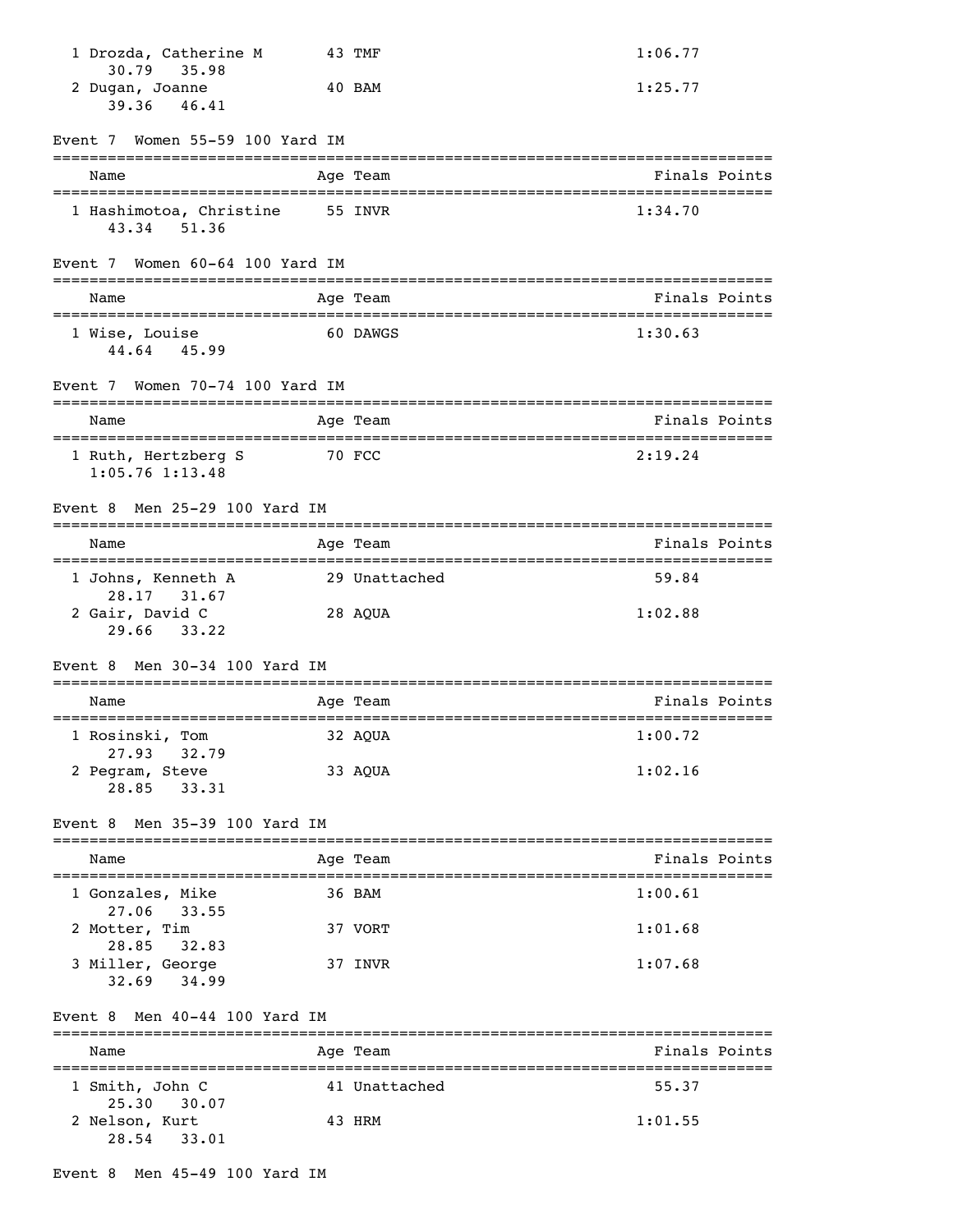| Name | Age | Team | Finals | Points |
|---|---|---|---|---|
| 1 Drozda, Catherine M | 43 | TMF | 1:06.77 | |
| 30.79 35.98 | | | | |
| 2 Dugan, Joanne | 40 | BAM | 1:25.77 | |
| 39.36 46.41 | | | | |

Event 7 Women 55-59 100 Yard IM

| Name | Age | Team | Finals | Points |
|---|---|---|---|---|
| 1 Hashimotoa, Christine | 55 | INVR | 1:34.70 | |
| 43.34 51.36 | | | | |

Event 7 Women 60-64 100 Yard IM

| Name | Age | Team | Finals | Points |
|---|---|---|---|---|
| 1 Wise, Louise | 60 | DAWGS | 1:30.63 | |
| 44.64 45.99 | | | | |

Event 7 Women 70-74 100 Yard IM

| Name | Age | Team | Finals | Points |
|---|---|---|---|---|
| 1 Ruth, Hertzberg S | 70 | FCC | 2:19.24 | |
| 1:05.76 1:13.48 | | | | |

Event 8 Men 25-29 100 Yard IM

| Name | Age | Team | Finals | Points |
|---|---|---|---|---|
| 1 Johns, Kenneth A | 29 | Unattached | 59.84 | |
| 28.17 31.67 | | | | |
| 2 Gair, David C | 28 | AQUA | 1:02.88 | |
| 29.66 33.22 | | | | |

Event 8 Men 30-34 100 Yard IM

| Name | Age | Team | Finals | Points |
|---|---|---|---|---|
| 1 Rosinski, Tom | 32 | AQUA | 1:00.72 | |
| 27.93 32.79 | | | | |
| 2 Pegram, Steve | 33 | AQUA | 1:02.16 | |
| 28.85 33.31 | | | | |

Event 8 Men 35-39 100 Yard IM

| Name | Age | Team | Finals | Points |
|---|---|---|---|---|
| 1 Gonzales, Mike | 36 | BAM | 1:00.61 | |
| 27.06 33.55 | | | | |
| 2 Motter, Tim | 37 | VORT | 1:01.68 | |
| 28.85 32.83 | | | | |
| 3 Miller, George | 37 | INVR | 1:07.68 | |
| 32.69 34.99 | | | | |

Event 8 Men 40-44 100 Yard IM

| Name | Age | Team | Finals | Points |
|---|---|---|---|---|
| 1 Smith, John C | 41 | Unattached | 55.37 | |
| 25.30 30.07 | | | | |
| 2 Nelson, Kurt | 43 | HRM | 1:01.55 | |
| 28.54 33.01 | | | | |

Event 8 Men 45-49 100 Yard IM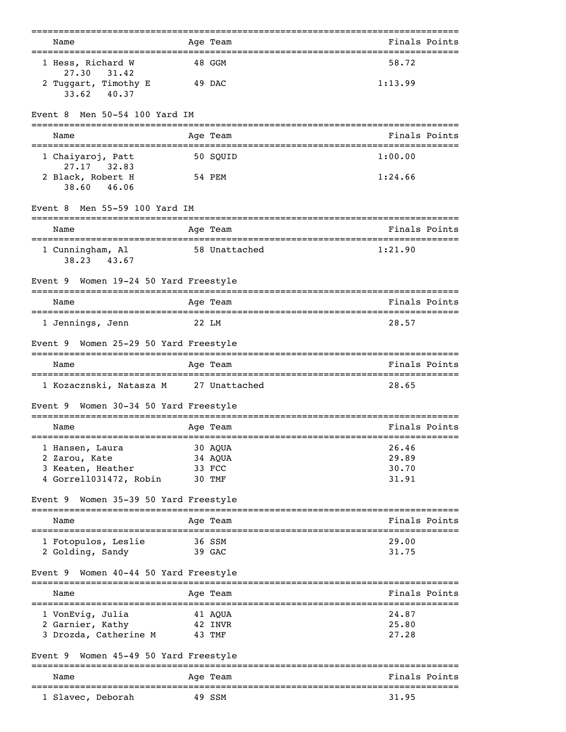| Name | Age | Team | Finals | Points |
|---|---|---|---|---|
| 1 Hess, Richard W | 48 | GGM | 58.72 | |
| 27.30 31.42 | | | | |
| 2 Tuggart, Timothy E | 49 | DAC | 1:13.99 | |
| 33.62 40.37 | | | | |

Event 8 Men 50-54 100 Yard IM

| Name | Age | Team | Finals | Points |
|---|---|---|---|---|
| 1 Chaiyaroj, Patt | 50 | SQUID | 1:00.00 | |
| 27.17 32.83 | | | | |
| 2 Black, Robert H | 54 | PEM | 1:24.66 | |
| 38.60 46.06 | | | | |

Event 8 Men 55-59 100 Yard IM

| Name | Age | Team | Finals | Points |
|---|---|---|---|---|
| 1 Cunningham, Al | 58 | Unattached | 1:21.90 | |
| 38.23 43.67 | | | | |

Event 9 Women 19-24 50 Yard Freestyle

| Name | Age | Team | Finals | Points |
|---|---|---|---|---|
| 1 Jennings, Jenn | 22 | LM | 28.57 | |

Event 9 Women 25-29 50 Yard Freestyle

| Name | Age | Team | Finals | Points |
|---|---|---|---|---|
| 1 Kozacznski, Natasza M | 27 | Unattached | 28.65 | |

Event 9 Women 30-34 50 Yard Freestyle

| Name | Age | Team | Finals | Points |
|---|---|---|---|---|
| 1 Hansen, Laura | 30 | AQUA | 26.46 | |
| 2 Zarou, Kate | 34 | AQUA | 29.89 | |
| 3 Keaten, Heather | 33 | FCC | 30.70 | |
| 4 Gorrell031472, Robin | 30 | TMF | 31.91 | |

Event 9 Women 35-39 50 Yard Freestyle

| Name | Age | Team | Finals | Points |
|---|---|---|---|---|
| 1 Fotopulos, Leslie | 36 | SSM | 29.00 | |
| 2 Golding, Sandy | 39 | GAC | 31.75 | |

Event 9 Women 40-44 50 Yard Freestyle

| Name | Age | Team | Finals | Points |
|---|---|---|---|---|
| 1 VonEvig, Julia | 41 | AQUA | 24.87 | |
| 2 Garnier, Kathy | 42 | INVR | 25.80 | |
| 3 Drozda, Catherine M | 43 | TMF | 27.28 | |

Event 9 Women 45-49 50 Yard Freestyle

| Name | Age | Team | Finals | Points |
|---|---|---|---|---|
| 1 Slavec, Deborah | 49 | SSM | 31.95 | |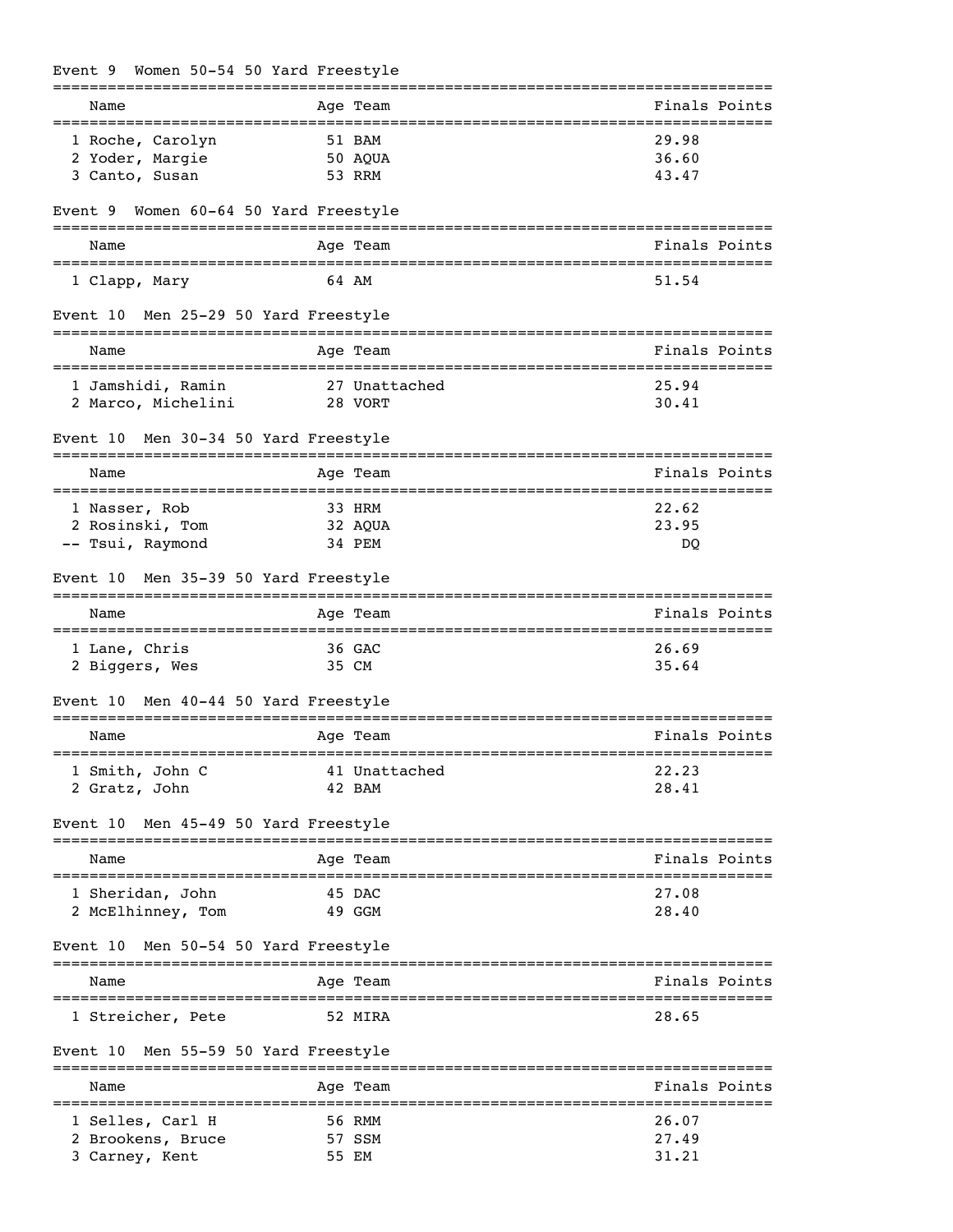## Event 9 Women 50-54 50 Yard Freestyle

| | Name | Age | Team | Finals | Points |
|---|---|---|---|---|---|
| 1 | Roche, Carolyn | 51 | BAM | 29.98 | |
| 2 | Yoder, Margie | 50 | AQUA | 36.60 | |
| 3 | Canto, Susan | 53 | RRM | 43.47 | |

## Event 9 Women 60-64 50 Yard Freestyle

| | Name | Age | Team | Finals | Points |
|---|---|---|---|---|---|
| 1 | Clapp, Mary | 64 | AM | 51.54 | |

## Event 10 Men 25-29 50 Yard Freestyle

| | Name | Age | Team | Finals | Points |
|---|---|---|---|---|---|
| 1 | Jamshidi, Ramin | 27 | Unattached | 25.94 | |
| 2 | Marco, Michelini | 28 | VORT | 30.41 | |

## Event 10 Men 30-34 50 Yard Freestyle

| | Name | Age | Team | Finals | Points |
|---|---|---|---|---|---|
| 1 | Nasser, Rob | 33 | HRM | 22.62 | |
| 2 | Rosinski, Tom | 32 | AQUA | 23.95 | |
| -- | Tsui, Raymond | 34 | PEM | DQ | |

## Event 10 Men 35-39 50 Yard Freestyle

| | Name | Age | Team | Finals | Points |
|---|---|---|---|---|---|
| 1 | Lane, Chris | 36 | GAC | 26.69 | |
| 2 | Biggers, Wes | 35 | CM | 35.64 | |

## Event 10 Men 40-44 50 Yard Freestyle

| | Name | Age | Team | Finals | Points |
|---|---|---|---|---|---|
| 1 | Smith, John C | 41 | Unattached | 22.23 | |
| 2 | Gratz, John | 42 | BAM | 28.41 | |

## Event 10 Men 45-49 50 Yard Freestyle

| | Name | Age | Team | Finals | Points |
|---|---|---|---|---|---|
| 1 | Sheridan, John | 45 | DAC | 27.08 | |
| 2 | McElhinney, Tom | 49 | GGM | 28.40 | |

## Event 10 Men 50-54 50 Yard Freestyle

| | Name | Age | Team | Finals | Points |
|---|---|---|---|---|---|
| 1 | Streicher, Pete | 52 | MIRA | 28.65 | |

## Event 10 Men 55-59 50 Yard Freestyle

| | Name | Age | Team | Finals | Points |
|---|---|---|---|---|---|
| 1 | Selles, Carl H | 56 | RMM | 26.07 | |
| 2 | Brookens, Bruce | 57 | SSM | 27.49 | |
| 3 | Carney, Kent | 55 | EM | 31.21 | |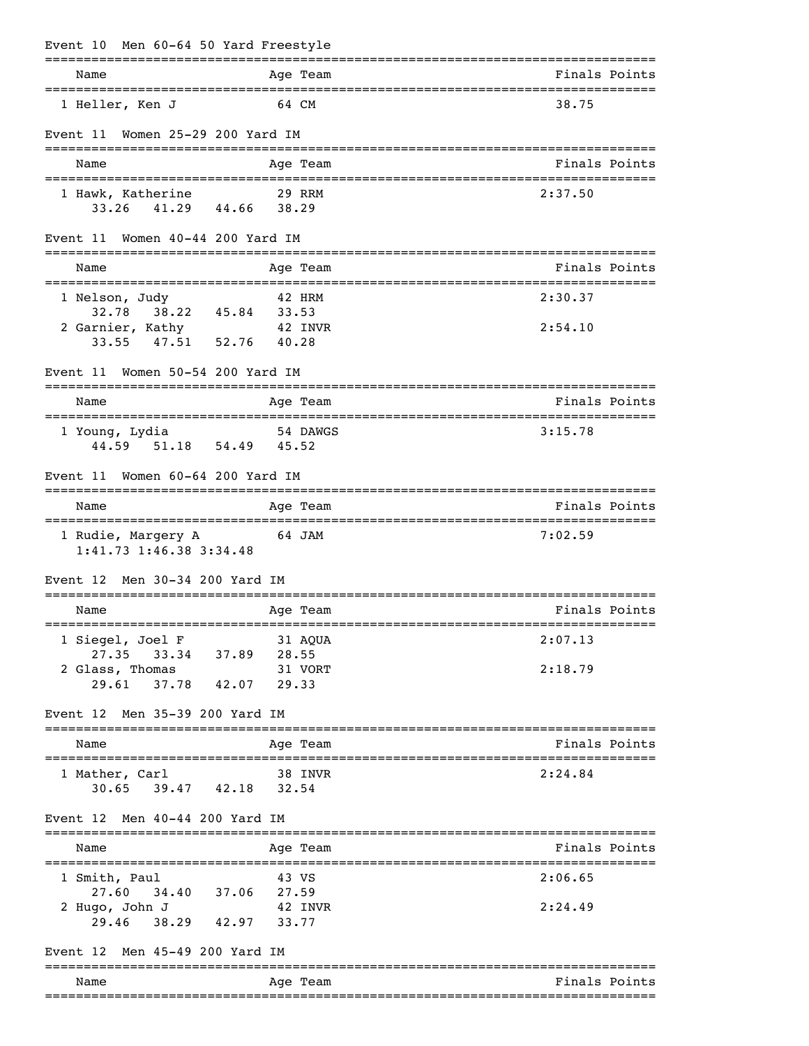Event 10 Men 60-64 50 Yard Freestyle

| Name | Age | Team | Finals | Points |
|---|---|---|---|---|
| 1 Heller, Ken J | 64 | CM | 38.75 | |

Event 11 Women 25-29 200 Yard IM

| Name | Age | Team | Finals | Points |
|---|---|---|---|---|
| 1 Hawk, Katherine | 29 | RRM | 2:37.50 | |
| 33.26 41.29 44.66 38.29 | | | | |

Event 11 Women 40-44 200 Yard IM

| Name | Age | Team | Finals | Points |
|---|---|---|---|---|
| 1 Nelson, Judy | 42 | HRM | 2:30.37 | |
| 32.78 38.22 45.84 33.53 | | | | |
| 2 Garnier, Kathy | 42 | INVR | 2:54.10 | |
| 33.55 47.51 52.76 40.28 | | | | |

Event 11 Women 50-54 200 Yard IM

| Name | Age | Team | Finals | Points |
|---|---|---|---|---|
| 1 Young, Lydia | 54 | DAWGS | 3:15.78 | |
| 44.59 51.18 54.49 45.52 | | | | |

Event 11 Women 60-64 200 Yard IM

| Name | Age | Team | Finals | Points |
|---|---|---|---|---|
| 1 Rudie, Margery A | 64 | JAM | 7:02.59 | |
| 1:41.73 1:46.38 3:34.48 | | | | |

Event 12 Men 30-34 200 Yard IM

| Name | Age | Team | Finals | Points |
|---|---|---|---|---|
| 1 Siegel, Joel F | 31 | AQUA | 2:07.13 | |
| 27.35 33.34 37.89 28.55 | | | | |
| 2 Glass, Thomas | 31 | VORT | 2:18.79 | |
| 29.61 37.78 42.07 29.33 | | | | |

Event 12 Men 35-39 200 Yard IM

| Name | Age | Team | Finals | Points |
|---|---|---|---|---|
| 1 Mather, Carl | 38 | INVR | 2:24.84 | |
| 30.65 39.47 42.18 32.54 | | | | |

Event 12 Men 40-44 200 Yard IM

| Name | Age | Team | Finals | Points |
|---|---|---|---|---|
| 1 Smith, Paul | 43 | VS | 2:06.65 | |
| 27.60 34.40 37.06 27.59 | | | | |
| 2 Hugo, John J | 42 | INVR | 2:24.49 | |
| 29.46 38.29 42.97 33.77 | | | | |

Event 12 Men 45-49 200 Yard IM

| Name | Age | Team | Finals | Points |
|---|---|---|---|---|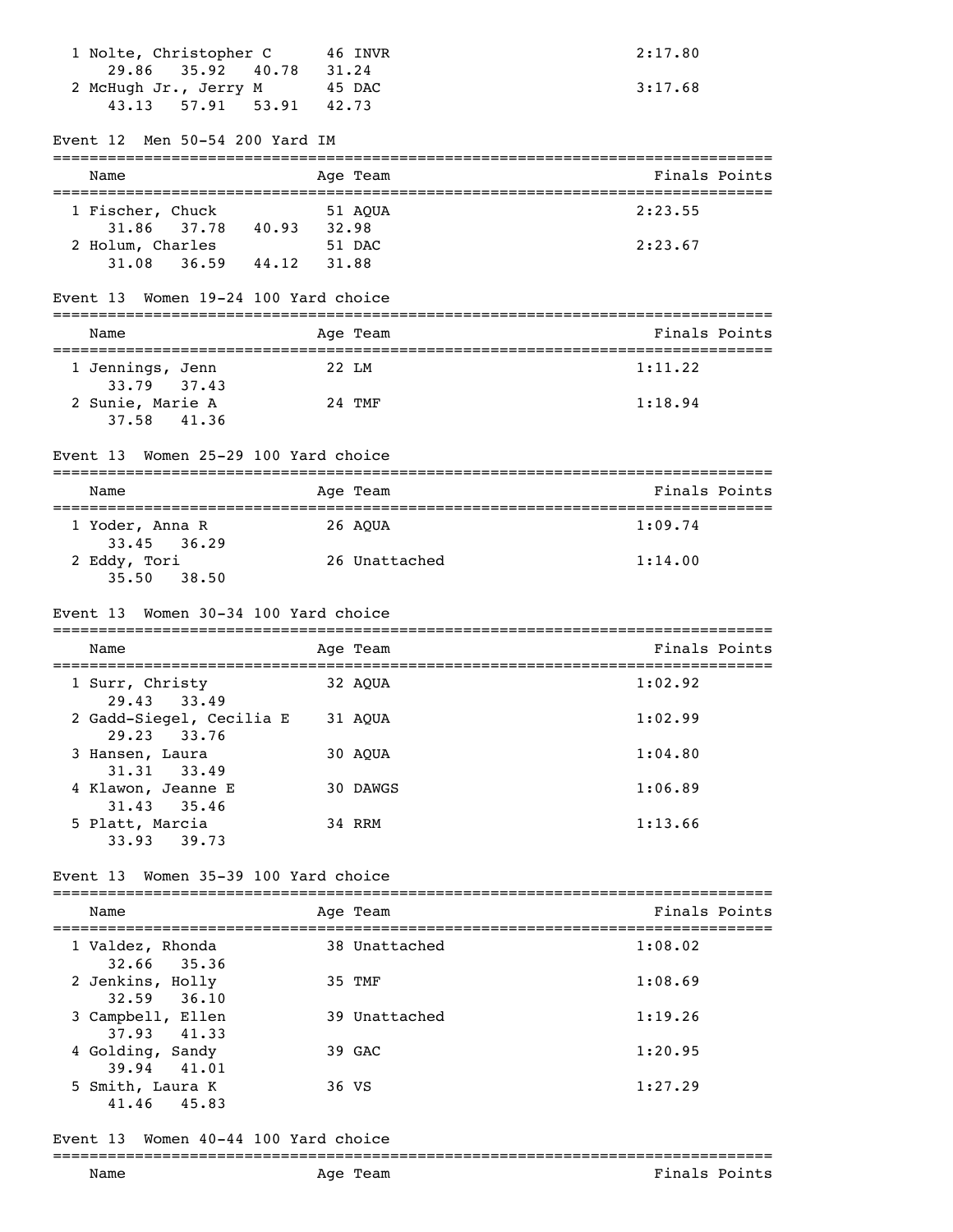| | | | | |
|---|---|---|---|---|
| 1 | Nolte, Christopher C | 46 | INVR | 2:17.80 |
| | 29.86  35.92  40.78  31.24 | | | |
| 2 | McHugh Jr., Jerry M | 45 | DAC | 3:17.68 |
| | 43.13  57.91  53.91  42.73 | | | |

### Event 12  Men 50-54 200 Yard IM

| | Name | Age | Team | Finals | Points |
|---|---|---|---|---|---|
| 1 | Fischer, Chuck | 51 | AQUA | 2:23.55 | |
| | 31.86  37.78  40.93  32.98 | | | | |
| 2 | Holum, Charles | 51 | DAC | 2:23.67 | |
| | 31.08  36.59  44.12  31.88 | | | | |

### Event 13  Women 19-24 100 Yard choice

| | Name | Age | Team | Finals | Points |
|---|---|---|---|---|---|
| 1 | Jennings, Jenn | 22 | LM | 1:11.22 | |
| | 33.79  37.43 | | | | |
| 2 | Sunie, Marie A | 24 | TMF | 1:18.94 | |
| | 37.58  41.36 | | | | |

### Event 13  Women 25-29 100 Yard choice

| | Name | Age | Team | Finals | Points |
|---|---|---|---|---|---|
| 1 | Yoder, Anna R | 26 | AQUA | 1:09.74 | |
| | 33.45  36.29 | | | | |
| 2 | Eddy, Tori | 26 | Unattached | 1:14.00 | |
| | 35.50  38.50 | | | | |

### Event 13  Women 30-34 100 Yard choice

| | Name | Age | Team | Finals | Points |
|---|---|---|---|---|---|
| 1 | Surr, Christy | 32 | AQUA | 1:02.92 | |
| | 29.43  33.49 | | | | |
| 2 | Gadd-Siegel, Cecilia E | 31 | AQUA | 1:02.99 | |
| | 29.23  33.76 | | | | |
| 3 | Hansen, Laura | 30 | AQUA | 1:04.80 | |
| | 31.31  33.49 | | | | |
| 4 | Klawon, Jeanne E | 30 | DAWGS | 1:06.89 | |
| | 31.43  35.46 | | | | |
| 5 | Platt, Marcia | 34 | RRM | 1:13.66 | |
| | 33.93  39.73 | | | | |

### Event 13  Women 35-39 100 Yard choice

| | Name | Age | Team | Finals | Points |
|---|---|---|---|---|---|
| 1 | Valdez, Rhonda | 38 | Unattached | 1:08.02 | |
| | 32.66  35.36 | | | | |
| 2 | Jenkins, Holly | 35 | TMF | 1:08.69 | |
| | 32.59  36.10 | | | | |
| 3 | Campbell, Ellen | 39 | Unattached | 1:19.26 | |
| | 37.93  41.33 | | | | |
| 4 | Golding, Sandy | 39 | GAC | 1:20.95 | |
| | 39.94  41.01 | | | | |
| 5 | Smith, Laura K | 36 | VS | 1:27.29 | |
| | 41.46  45.83 | | | | |

### Event 13  Women 40-44 100 Yard choice

| | Name | Age | Team | Finals | Points |
|---|---|---|---|---|---|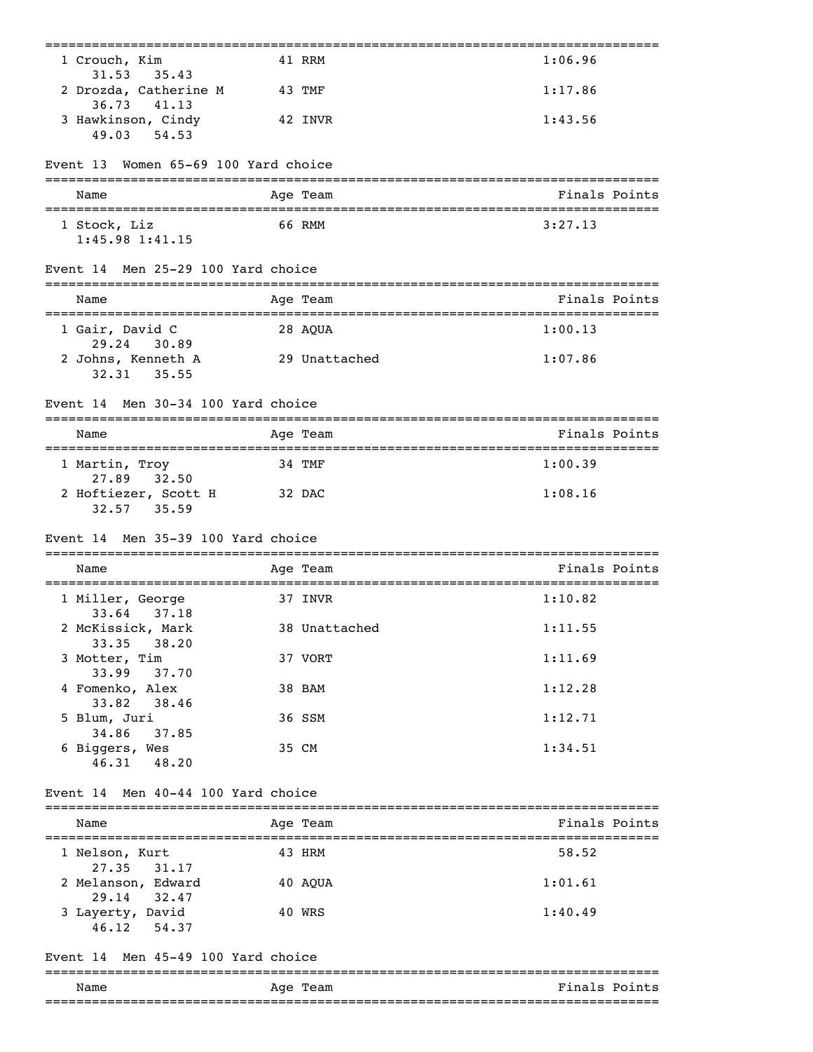| | | | | |
|---|---|---|---|---|
| 1 | Crouch, Kim | 41 | RRM | 1:06.96 |
| | 31.53 35.43 | | | |
| 2 | Drozda, Catherine M | 43 | TMF | 1:17.86 |
| | 36.73 41.13 | | | |
| 3 | Hawkinson, Cindy | 42 | INVR | 1:43.56 |
| | 49.03 54.53 | | | |

Event 13 Women 65-69 100 Yard choice

| | Name | Age | Team | Finals | Points |
|---|---|---|---|---|---|
| 1 | Stock, Liz | 66 | RMM | 3:27.13 | |
| | 1:45.98 1:41.15 | | | | |

Event 14 Men 25-29 100 Yard choice

| | Name | Age | Team | Finals | Points |
|---|---|---|---|---|---|
| 1 | Gair, David C | 28 | AQUA | 1:00.13 | |
| | 29.24 30.89 | | | | |
| 2 | Johns, Kenneth A | 29 | Unattached | 1:07.86 | |
| | 32.31 35.55 | | | | |

Event 14 Men 30-34 100 Yard choice

| | Name | Age | Team | Finals | Points |
|---|---|---|---|---|---|
| 1 | Martin, Troy | 34 | TMF | 1:00.39 | |
| | 27.89 32.50 | | | | |
| 2 | Hoftiezer, Scott H | 32 | DAC | 1:08.16 | |
| | 32.57 35.59 | | | | |

Event 14 Men 35-39 100 Yard choice

| | Name | Age | Team | Finals | Points |
|---|---|---|---|---|---|
| 1 | Miller, George | 37 | INVR | 1:10.82 | |
| | 33.64 37.18 | | | | |
| 2 | McKissick, Mark | 38 | Unattached | 1:11.55 | |
| | 33.35 38.20 | | | | |
| 3 | Motter, Tim | 37 | VORT | 1:11.69 | |
| | 33.99 37.70 | | | | |
| 4 | Fomenko, Alex | 38 | BAM | 1:12.28 | |
| | 33.82 38.46 | | | | |
| 5 | Blum, Juri | 36 | SSM | 1:12.71 | |
| | 34.86 37.85 | | | | |
| 6 | Biggers, Wes | 35 | CM | 1:34.51 | |
| | 46.31 48.20 | | | | |

Event 14 Men 40-44 100 Yard choice

| | Name | Age | Team | Finals | Points |
|---|---|---|---|---|---|
| 1 | Nelson, Kurt | 43 | HRM | 58.52 | |
| | 27.35 31.17 | | | | |
| 2 | Melanson, Edward | 40 | AQUA | 1:01.61 | |
| | 29.14 32.47 | | | | |
| 3 | Layerty, David | 40 | WRS | 1:40.49 | |
| | 46.12 54.37 | | | | |

Event 14 Men 45-49 100 Yard choice

| | Name | Age | Team | Finals | Points |
|---|---|---|---|---|---|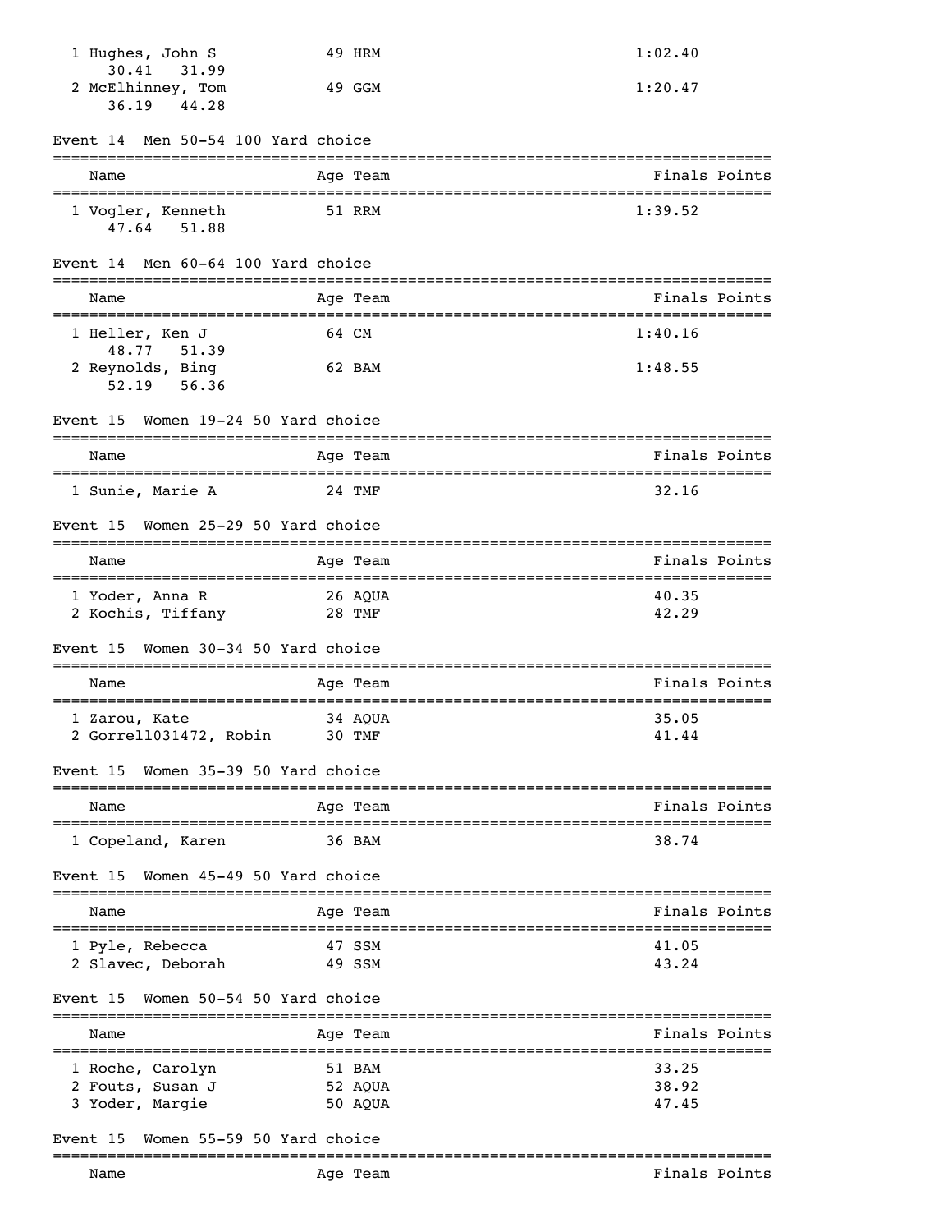| Name | Age | Team | Finals | Points |
|---|---|---|---|---|
| 1 Hughes, John S | 49 | HRM | 1:02.40 | |
| 30.41 31.99 | | | | |
| 2 McElhinney, Tom | 49 | GGM | 1:20.47 | |
| 36.19 44.28 | | | | |

### Event 14 Men 50-54 100 Yard choice

| Name | Age | Team | Finals | Points |
|---|---|---|---|---|
| 1 Vogler, Kenneth | 51 | RRM | 1:39.52 | |
| 47.64 51.88 | | | | |

### Event 14 Men 60-64 100 Yard choice

| Name | Age | Team | Finals | Points |
|---|---|---|---|---|
| 1 Heller, Ken J | 64 | CM | 1:40.16 | |
| 48.77 51.39 | | | | |
| 2 Reynolds, Bing | 62 | BAM | 1:48.55 | |
| 52.19 56.36 | | | | |

### Event 15 Women 19-24 50 Yard choice

| Name | Age | Team | Finals | Points |
|---|---|---|---|---|
| 1 Sunie, Marie A | 24 | TMF | 32.16 | |

### Event 15 Women 25-29 50 Yard choice

| Name | Age | Team | Finals | Points |
|---|---|---|---|---|
| 1 Yoder, Anna R | 26 | AQUA | 40.35 | |
| 2 Kochis, Tiffany | 28 | TMF | 42.29 | |

### Event 15 Women 30-34 50 Yard choice

| Name | Age | Team | Finals | Points |
|---|---|---|---|---|
| 1 Zarou, Kate | 34 | AQUA | 35.05 | |
| 2 Gorrell031472, Robin | 30 | TMF | 41.44 | |

### Event 15 Women 35-39 50 Yard choice

| Name | Age | Team | Finals | Points |
|---|---|---|---|---|
| 1 Copeland, Karen | 36 | BAM | 38.74 | |

### Event 15 Women 45-49 50 Yard choice

| Name | Age | Team | Finals | Points |
|---|---|---|---|---|
| 1 Pyle, Rebecca | 47 | SSM | 41.05 | |
| 2 Slavec, Deborah | 49 | SSM | 43.24 | |

### Event 15 Women 50-54 50 Yard choice

| Name | Age | Team | Finals | Points |
|---|---|---|---|---|
| 1 Roche, Carolyn | 51 | BAM | 33.25 | |
| 2 Fouts, Susan J | 52 | AQUA | 38.92 | |
| 3 Yoder, Margie | 50 | AQUA | 47.45 | |

### Event 15 Women 55-59 50 Yard choice

| Name | Age | Team | Finals | Points |
|---|---|---|---|---|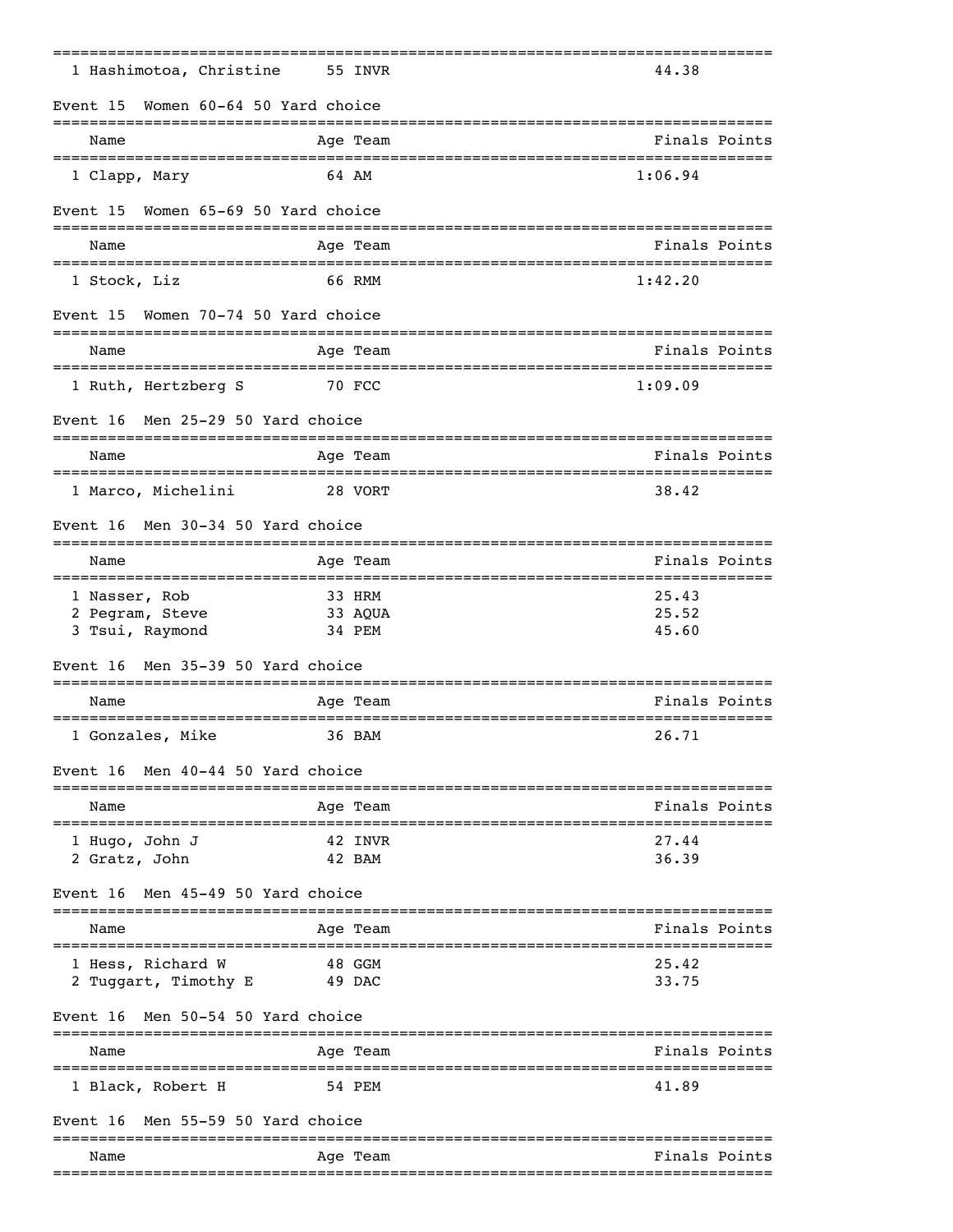| | | | | |
|---|---|---|---|---|
| 1 | Hashimotoa, Christine | 55 | INVR | 44.38 |

Event 15  Women 60-64 50 Yard choice

| Name | | Age | Team | Finals | Points |
|---|---|---|---|---|---|
| 1 | Clapp, Mary | 64 | AM | 1:06.94 | |

Event 15  Women 65-69 50 Yard choice

| Name | | Age | Team | Finals | Points |
|---|---|---|---|---|---|
| 1 | Stock, Liz | 66 | RMM | 1:42.20 | |

Event 15  Women 70-74 50 Yard choice

| Name | | Age | Team | Finals | Points |
|---|---|---|---|---|---|
| 1 | Ruth, Hertzberg S | 70 | FCC | 1:09.09 | |

Event 16  Men 25-29 50 Yard choice

| Name | | Age | Team | Finals | Points |
|---|---|---|---|---|---|
| 1 | Marco, Michelini | 28 | VORT | 38.42 | |

Event 16  Men 30-34 50 Yard choice

| Name | | Age | Team | Finals | Points |
|---|---|---|---|---|---|
| 1 | Nasser, Rob | 33 | HRM | 25.43 | |
| 2 | Pegram, Steve | 33 | AQUA | 25.52 | |
| 3 | Tsui, Raymond | 34 | PEM | 45.60 | |

Event 16  Men 35-39 50 Yard choice

| Name | | Age | Team | Finals | Points |
|---|---|---|---|---|---|
| 1 | Gonzales, Mike | 36 | BAM | 26.71 | |

Event 16  Men 40-44 50 Yard choice

| Name | | Age | Team | Finals | Points |
|---|---|---|---|---|---|
| 1 | Hugo, John J | 42 | INVR | 27.44 | |
| 2 | Gratz, John | 42 | BAM | 36.39 | |

Event 16  Men 45-49 50 Yard choice

| Name | | Age | Team | Finals | Points |
|---|---|---|---|---|---|
| 1 | Hess, Richard W | 48 | GGM | 25.42 | |
| 2 | Tuggart, Timothy E | 49 | DAC | 33.75 | |

Event 16  Men 50-54 50 Yard choice

| Name | | Age | Team | Finals | Points |
|---|---|---|---|---|---|
| 1 | Black, Robert H | 54 | PEM | 41.89 | |

Event 16  Men 55-59 50 Yard choice

| Name | | Age | Team | Finals | Points |
|---|---|---|---|---|---|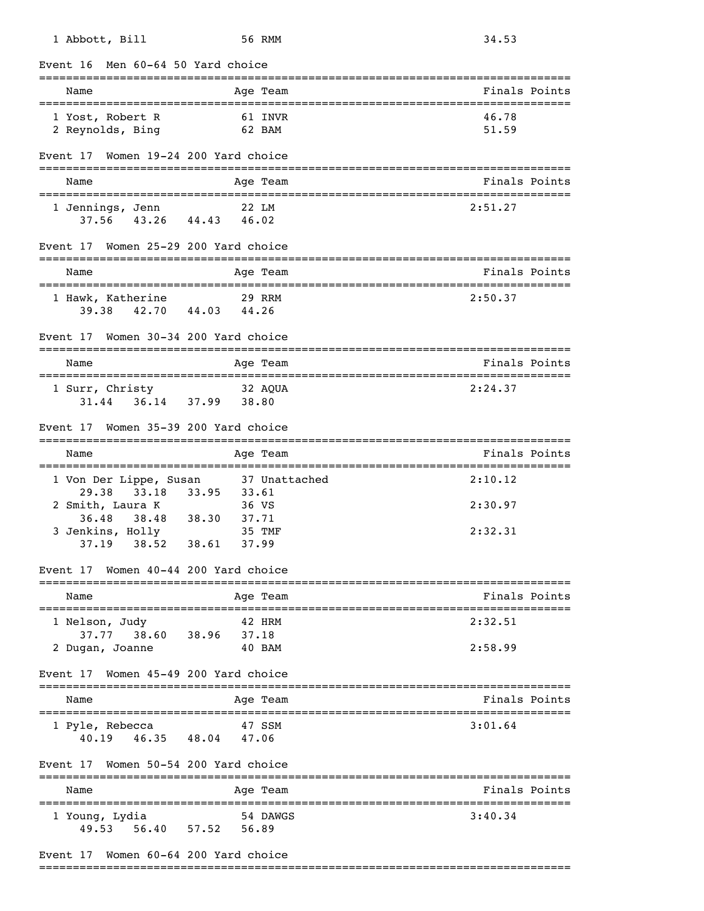| | | | |
|---|---|---|---|
| 1 Abbott, Bill | 56 | RMM | 34.53 |

## Event 16 Men 60-64 50 Yard choice

| Name | Age | Team | Finals | Points |
|---|---|---|---|---|
| 1 Yost, Robert R | 61 | INVR | 46.78 | |
| 2 Reynolds, Bing | 62 | BAM | 51.59 | |

## Event 17 Women 19-24 200 Yard choice

| Name | Age | Team | Finals | Points |
|---|---|---|---|---|
| 1 Jennings, Jenn | 22 | LM | 2:51.27 | |
| 37.56 43.26 44.43 46.02 | | | | |

## Event 17 Women 25-29 200 Yard choice

| Name | Age | Team | Finals | Points |
|---|---|---|---|---|
| 1 Hawk, Katherine | 29 | RRM | 2:50.37 | |
| 39.38 42.70 44.03 44.26 | | | | |

## Event 17 Women 30-34 200 Yard choice

| Name | Age | Team | Finals | Points |
|---|---|---|---|---|
| 1 Surr, Christy | 32 | AQUA | 2:24.37 | |
| 31.44 36.14 37.99 38.80 | | | | |

## Event 17 Women 35-39 200 Yard choice

| Name | Age | Team | Finals | Points |
|---|---|---|---|---|
| 1 Von Der Lippe, Susan | 37 | Unattached | 2:10.12 | |
| 29.38 33.18 33.95 33.61 | | | | |
| 2 Smith, Laura K | 36 | VS | 2:30.97 | |
| 36.48 38.48 38.30 37.71 | | | | |
| 3 Jenkins, Holly | 35 | TMF | 2:32.31 | |
| 37.19 38.52 38.61 37.99 | | | | |

## Event 17 Women 40-44 200 Yard choice

| Name | Age | Team | Finals | Points |
|---|---|---|---|---|
| 1 Nelson, Judy | 42 | HRM | 2:32.51 | |
| 37.77 38.60 38.96 37.18 | | | | |
| 2 Dugan, Joanne | 40 | BAM | 2:58.99 | |

## Event 17 Women 45-49 200 Yard choice

| Name | Age | Team | Finals | Points |
|---|---|---|---|---|
| 1 Pyle, Rebecca | 47 | SSM | 3:01.64 | |
| 40.19 46.35 48.04 47.06 | | | | |

## Event 17 Women 50-54 200 Yard choice

| Name | Age | Team | Finals | Points |
|---|---|---|---|---|
| 1 Young, Lydia | 54 | DAWGS | 3:40.34 | |
| 49.53 56.40 57.52 56.89 | | | | |

## Event 17 Women 60-64 200 Yard choice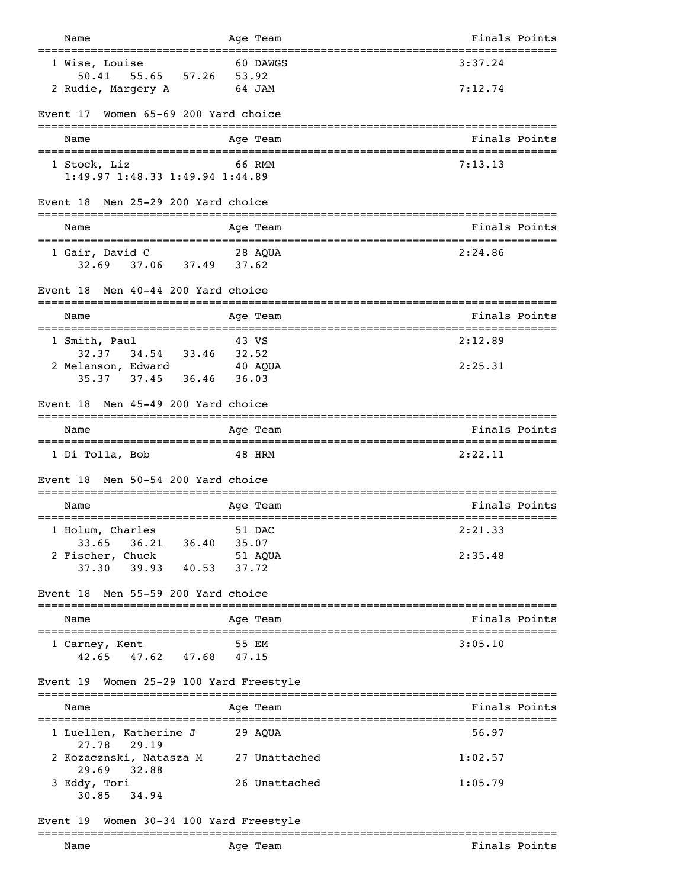| Name | Age | Team | Finals | Points |
|---|---|---|---|---|
| 1 Wise, Louise | 60 | DAWGS | 3:37.24 | |
| 50.41 55.65 57.26 53.92 | | | | |
| 2 Rudie, Margery A | 64 | JAM | 7:12.74 | |

## Event 17 Women 65-69 200 Yard choice

| Name | Age | Team | Finals | Points |
|---|---|---|---|---|
| 1 Stock, Liz | 66 | RMM | 7:13.13 | |
| 1:49.97 1:48.33 1:49.94 1:44.89 | | | | |

## Event 18 Men 25-29 200 Yard choice

| Name | Age | Team | Finals | Points |
|---|---|---|---|---|
| 1 Gair, David C | 28 | AQUA | 2:24.86 | |
| 32.69 37.06 37.49 37.62 | | | | |

## Event 18 Men 40-44 200 Yard choice

| Name | Age | Team | Finals | Points |
|---|---|---|---|---|
| 1 Smith, Paul | 43 | VS | 2:12.89 | |
| 32.37 34.54 33.46 32.52 | | | | |
| 2 Melanson, Edward | 40 | AQUA | 2:25.31 | |
| 35.37 37.45 36.46 36.03 | | | | |

## Event 18 Men 45-49 200 Yard choice

| Name | Age | Team | Finals | Points |
|---|---|---|---|---|
| 1 Di Tolla, Bob | 48 | HRM | 2:22.11 | |

## Event 18 Men 50-54 200 Yard choice

| Name | Age | Team | Finals | Points |
|---|---|---|---|---|
| 1 Holum, Charles | 51 | DAC | 2:21.33 | |
| 33.65 36.21 36.40 35.07 | | | | |
| 2 Fischer, Chuck | 51 | AQUA | 2:35.48 | |
| 37.30 39.93 40.53 37.72 | | | | |

## Event 18 Men 55-59 200 Yard choice

| Name | Age | Team | Finals | Points |
|---|---|---|---|---|
| 1 Carney, Kent | 55 | EM | 3:05.10 | |
| 42.65 47.62 47.68 47.15 | | | | |

## Event 19 Women 25-29 100 Yard Freestyle

| Name | Age | Team | Finals | Points |
|---|---|---|---|---|
| 1 Luellen, Katherine J | 29 | AQUA | 56.97 | |
| 27.78 29.19 | | | | |
| 2 Kozacznski, Natasza M | 27 | Unattached | 1:02.57 | |
| 29.69 32.88 | | | | |
| 3 Eddy, Tori | 26 | Unattached | 1:05.79 | |
| 30.85 34.94 | | | | |

## Event 19 Women 30-34 100 Yard Freestyle

| Name | Age | Team | Finals | Points |
|---|---|---|---|---|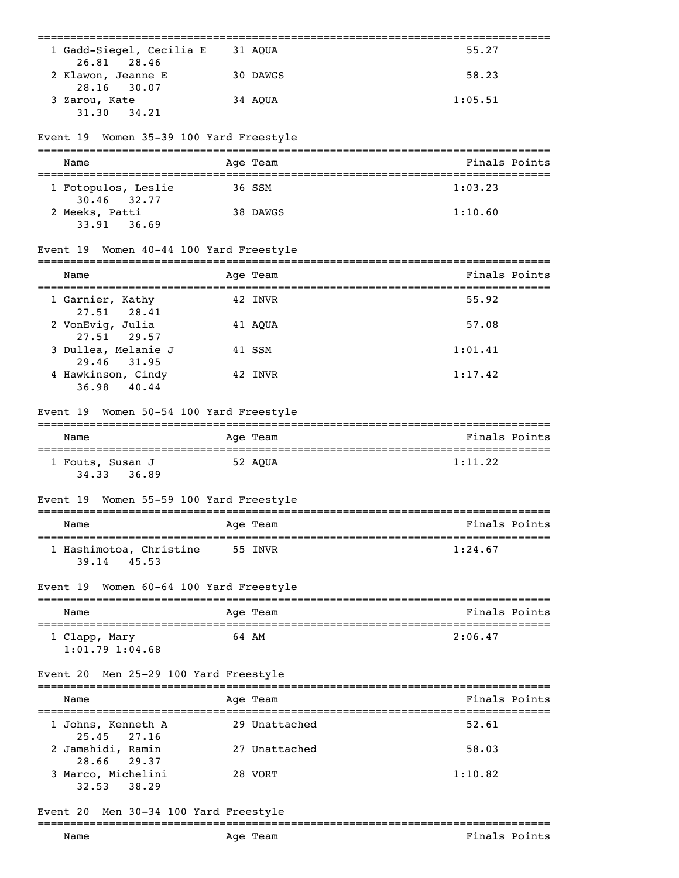| | | | |
|---|---|---|---|
| 1 Gadd-Siegel, Cecilia E | 31 | AQUA | 55.27 |
| 26.81 28.46 | | | |
| 2 Klawon, Jeanne E | 30 | DAWGS | 58.23 |
| 28.16 30.07 | | | |
| 3 Zarou, Kate | 34 | AQUA | 1:05.51 |
| 31.30 34.21 | | | |

Event 19 Women 35-39 100 Yard Freestyle

| Name | Age | Team | Finals | Points |
|---|---|---|---|---|
| 1 Fotopulos, Leslie | 36 | SSM | 1:03.23 | |
| 30.46 32.77 | | | | |
| 2 Meeks, Patti | 38 | DAWGS | 1:10.60 | |
| 33.91 36.69 | | | | |

Event 19 Women 40-44 100 Yard Freestyle

| Name | Age | Team | Finals | Points |
|---|---|---|---|---|
| 1 Garnier, Kathy | 42 | INVR | 55.92 | |
| 27.51 28.41 | | | | |
| 2 VonEvig, Julia | 41 | AQUA | 57.08 | |
| 27.51 29.57 | | | | |
| 3 Dullea, Melanie J | 41 | SSM | 1:01.41 | |
| 29.46 31.95 | | | | |
| 4 Hawkinson, Cindy | 42 | INVR | 1:17.42 | |
| 36.98 40.44 | | | | |

Event 19 Women 50-54 100 Yard Freestyle

| Name | Age | Team | Finals | Points |
|---|---|---|---|---|
| 1 Fouts, Susan J | 52 | AQUA | 1:11.22 | |
| 34.33 36.89 | | | | |

Event 19 Women 55-59 100 Yard Freestyle

| Name | Age | Team | Finals | Points |
|---|---|---|---|---|
| 1 Hashimotoa, Christine | 55 | INVR | 1:24.67 | |
| 39.14 45.53 | | | | |

Event 19 Women 60-64 100 Yard Freestyle

| Name | Age | Team | Finals | Points |
|---|---|---|---|---|
| 1 Clapp, Mary | 64 | AM | 2:06.47 | |
| 1:01.79 1:04.68 | | | | |

Event 20 Men 25-29 100 Yard Freestyle

| Name | Age | Team | Finals | Points |
|---|---|---|---|---|
| 1 Johns, Kenneth A | 29 | Unattached | 52.61 | |
| 25.45 27.16 | | | | |
| 2 Jamshidi, Ramin | 27 | Unattached | 58.03 | |
| 28.66 29.37 | | | | |
| 3 Marco, Michelini | 28 | VORT | 1:10.82 | |
| 32.53 38.29 | | | | |

Event 20 Men 30-34 100 Yard Freestyle

| Name | Age | Team | Finals | Points |
|---|---|---|---|---|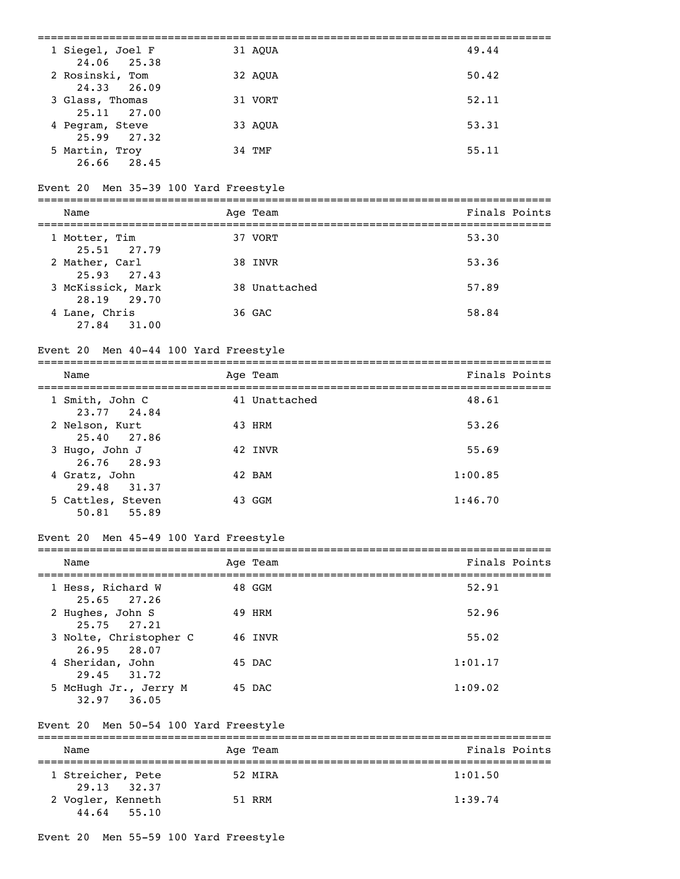| Name | Age | Team | Finals | Points |
|---|---|---|---|---|
| 1 Siegel, Joel F | 31 | AQUA | 49.44 | |
| 24.06 25.38 | | | | |
| 2 Rosinski, Tom | 32 | AQUA | 50.42 | |
| 24.33 26.09 | | | | |
| 3 Glass, Thomas | 31 | VORT | 52.11 | |
| 25.11 27.00 | | | | |
| 4 Pegram, Steve | 33 | AQUA | 53.31 | |
| 25.99 27.32 | | | | |
| 5 Martin, Troy | 34 | TMF | 55.11 | |
| 26.66 28.45 | | | | |

Event 20 Men 35-39 100 Yard Freestyle

| Name | Age | Team | Finals | Points |
|---|---|---|---|---|
| 1 Motter, Tim | 37 | VORT | 53.30 | |
| 25.51 27.79 | | | | |
| 2 Mather, Carl | 38 | INVR | 53.36 | |
| 25.93 27.43 | | | | |
| 3 McKissick, Mark | 38 | Unattached | 57.89 | |
| 28.19 29.70 | | | | |
| 4 Lane, Chris | 36 | GAC | 58.84 | |
| 27.84 31.00 | | | | |

Event 20 Men 40-44 100 Yard Freestyle

| Name | Age | Team | Finals | Points |
|---|---|---|---|---|
| 1 Smith, John C | 41 | Unattached | 48.61 | |
| 23.77 24.84 | | | | |
| 2 Nelson, Kurt | 43 | HRM | 53.26 | |
| 25.40 27.86 | | | | |
| 3 Hugo, John J | 42 | INVR | 55.69 | |
| 26.76 28.93 | | | | |
| 4 Gratz, John | 42 | BAM | 1:00.85 | |
| 29.48 31.37 | | | | |
| 5 Cattles, Steven | 43 | GGM | 1:46.70 | |
| 50.81 55.89 | | | | |

Event 20 Men 45-49 100 Yard Freestyle

| Name | Age | Team | Finals | Points |
|---|---|---|---|---|
| 1 Hess, Richard W | 48 | GGM | 52.91 | |
| 25.65 27.26 | | | | |
| 2 Hughes, John S | 49 | HRM | 52.96 | |
| 25.75 27.21 | | | | |
| 3 Nolte, Christopher C | 46 | INVR | 55.02 | |
| 26.95 28.07 | | | | |
| 4 Sheridan, John | 45 | DAC | 1:01.17 | |
| 29.45 31.72 | | | | |
| 5 McHugh Jr., Jerry M | 45 | DAC | 1:09.02 | |
| 32.97 36.05 | | | | |

Event 20 Men 50-54 100 Yard Freestyle

| Name | Age | Team | Finals | Points |
|---|---|---|---|---|
| 1 Streicher, Pete | 52 | MIRA | 1:01.50 | |
| 29.13 32.37 | | | | |
| 2 Vogler, Kenneth | 51 | RRM | 1:39.74 | |
| 44.64 55.10 | | | | |

Event 20 Men 55-59 100 Yard Freestyle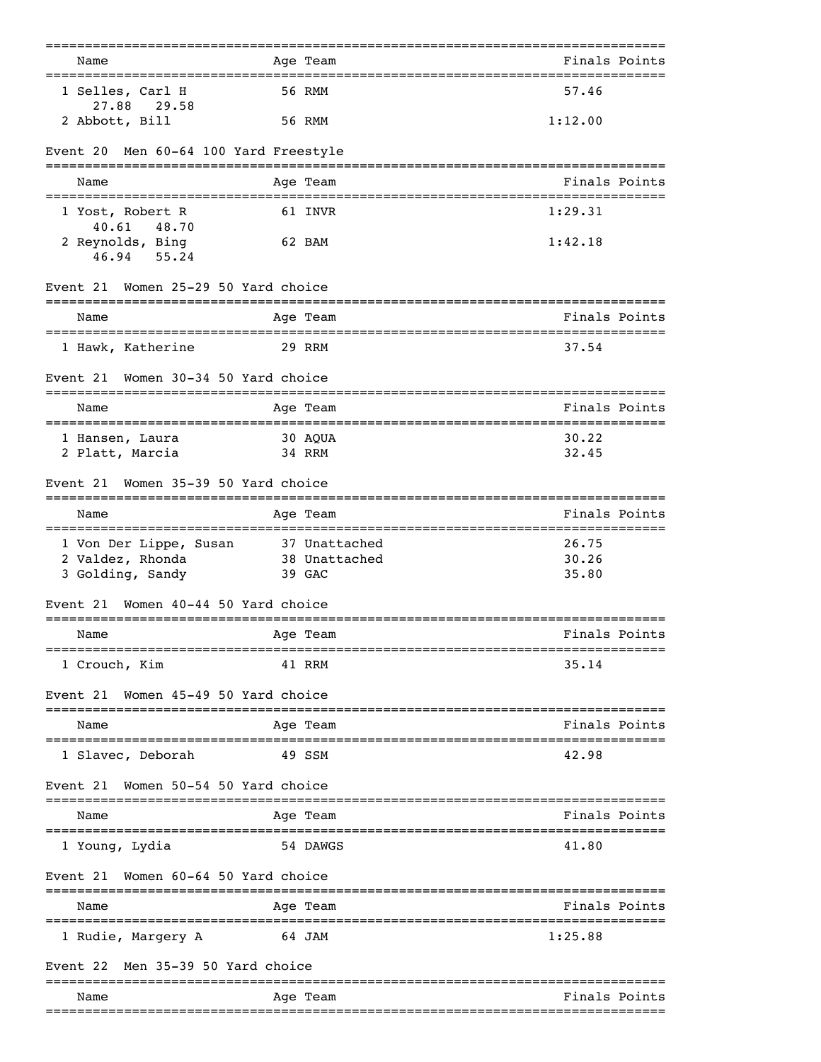| Name | Age | Team | Finals | Points |
|---|---|---|---|---|
| 1 Selles, Carl H | 56 | RMM | 57.46 | |
| 27.88 29.58 | | | | |
| 2 Abbott, Bill | 56 | RMM | 1:12.00 | |

### Event 20 Men 60-64 100 Yard Freestyle

| Name | Age | Team | Finals | Points |
|---|---|---|---|---|
| 1 Yost, Robert R | 61 | INVR | 1:29.31 | |
| 40.61 48.70 | | | | |
| 2 Reynolds, Bing | 62 | BAM | 1:42.18 | |
| 46.94 55.24 | | | | |

### Event 21 Women 25-29 50 Yard choice

| Name | Age | Team | Finals | Points |
|---|---|---|---|---|
| 1 Hawk, Katherine | 29 | RRM | 37.54 | |

### Event 21 Women 30-34 50 Yard choice

| Name | Age | Team | Finals | Points |
|---|---|---|---|---|
| 1 Hansen, Laura | 30 | AQUA | 30.22 | |
| 2 Platt, Marcia | 34 | RRM | 32.45 | |

### Event 21 Women 35-39 50 Yard choice

| Name | Age | Team | Finals | Points |
|---|---|---|---|---|
| 1 Von Der Lippe, Susan | 37 | Unattached | 26.75 | |
| 2 Valdez, Rhonda | 38 | Unattached | 30.26 | |
| 3 Golding, Sandy | 39 | GAC | 35.80 | |

### Event 21 Women 40-44 50 Yard choice

| Name | Age | Team | Finals | Points |
|---|---|---|---|---|
| 1 Crouch, Kim | 41 | RRM | 35.14 | |

### Event 21 Women 45-49 50 Yard choice

| Name | Age | Team | Finals | Points |
|---|---|---|---|---|
| 1 Slavec, Deborah | 49 | SSM | 42.98 | |

### Event 21 Women 50-54 50 Yard choice

| Name | Age | Team | Finals | Points |
|---|---|---|---|---|
| 1 Young, Lydia | 54 | DAWGS | 41.80 | |

### Event 21 Women 60-64 50 Yard choice

| Name | Age | Team | Finals | Points |
|---|---|---|---|---|
| 1 Rudie, Margery A | 64 | JAM | 1:25.88 | |

### Event 22 Men 35-39 50 Yard choice

| Name | Age | Team | Finals | Points |
|---|---|---|---|---|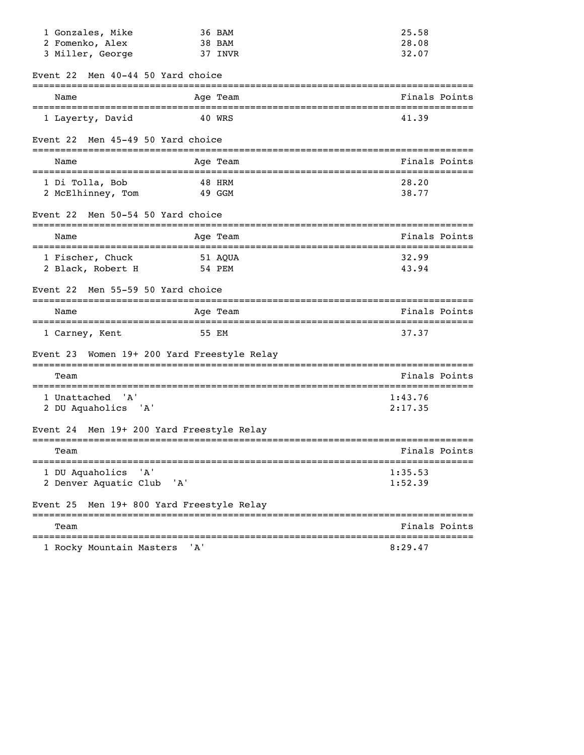| | | | | |
|---|---|---|---|---|
| 1 | Gonzales, Mike | 36 | BAM | 25.58 |
| 2 | Fomenko, Alex | 38 | BAM | 28.08 |
| 3 | Miller, George | 37 | INVR | 32.07 |

### Event 22 Men 40-44 50 Yard choice

| | Name | Age | Team | Finals | Points |
|---|---|---|---|---|---|
| 1 | Layerty, David | 40 | WRS | 41.39 | |

### Event 22 Men 45-49 50 Yard choice

| | Name | Age | Team | Finals | Points |
|---|---|---|---|---|---|
| 1 | Di Tolla, Bob | 48 | HRM | 28.20 | |
| 2 | McElhinney, Tom | 49 | GGM | 38.77 | |

### Event 22 Men 50-54 50 Yard choice

| | Name | Age | Team | Finals | Points |
|---|---|---|---|---|---|
| 1 | Fischer, Chuck | 51 | AQUA | 32.99 | |
| 2 | Black, Robert H | 54 | PEM | 43.94 | |

### Event 22 Men 55-59 50 Yard choice

| | Name | Age | Team | Finals | Points |
|---|---|---|---|---|---|
| 1 | Carney, Kent | 55 | EM | 37.37 | |

### Event 23 Women 19+ 200 Yard Freestyle Relay

| | Team | Finals | Points |
|---|---|---|---|
| 1 | Unattached 'A' | 1:43.76 | |
| 2 | DU Aquaholics 'A' | 2:17.35 | |

### Event 24 Men 19+ 200 Yard Freestyle Relay

| | Team | Finals | Points |
|---|---|---|---|
| 1 | DU Aquaholics 'A' | 1:35.53 | |
| 2 | Denver Aquatic Club 'A' | 1:52.39 | |

### Event 25 Men 19+ 800 Yard Freestyle Relay

| | Team | Finals | Points |
|---|---|---|---|
| 1 | Rocky Mountain Masters 'A' | 8:29.47 | |